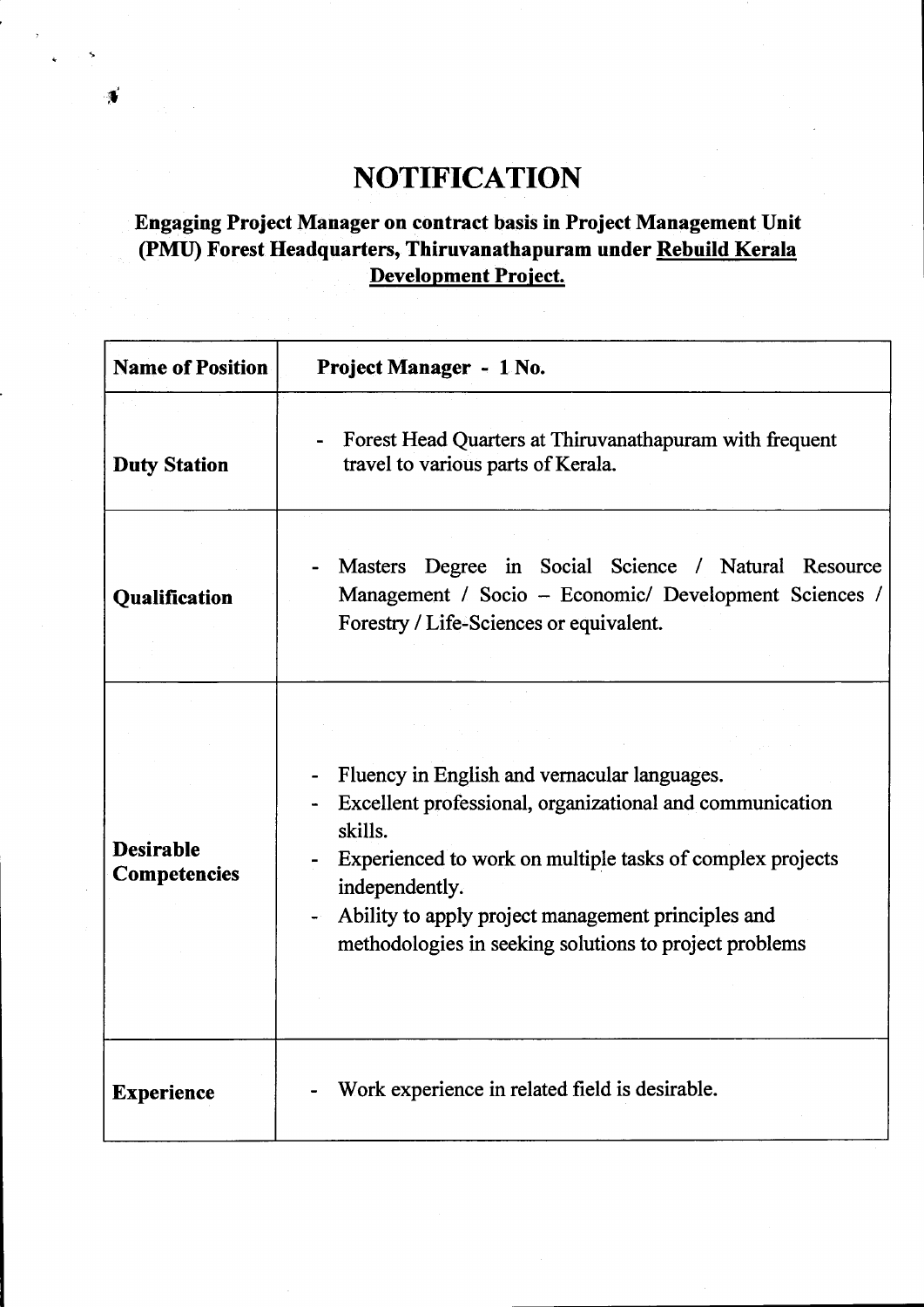# NOTIFICATION

**Engaging Project Manager on contract basis in Project Management Unit (PMU) Forest Headquarters, Thiruvanathapuram under Rebuild Kerala Development Project.**

| **Name of Position** | **Project Manager - 1 No.** |
|---|---|
| **Duty Station** | - Forest Head Quarters at Thiruvanathapuram with frequent travel to various parts of Kerala. |
| **Qualification** | - Masters Degree in Social Science / Natural Resource Management / Socio – Economic/ Development Sciences / Forestry / Life-Sciences or equivalent. |
| **Desirable Competencies** | - Fluency in English and vernacular languages.<br>- Excellent professional, organizational and communication skills.<br>- Experienced to work on multiple tasks of complex projects independently.<br>- Ability to apply project management principles and methodologies in seeking solutions to project problems |
| **Experience** | - Work experience in related field is desirable. |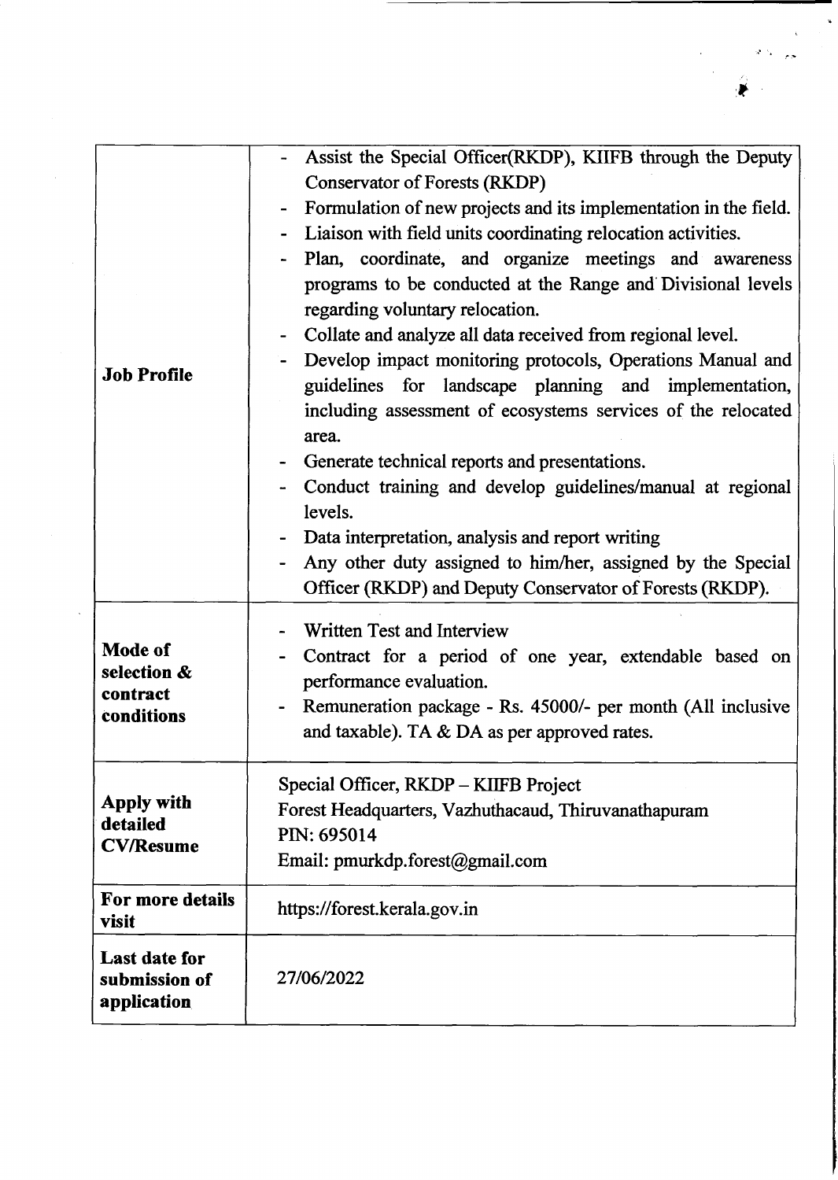| | |
|---|---|
| **Job Profile** | - Assist the Special Officer(RKDP), KIIFB through the Deputy Conservator of Forests (RKDP)<br>- Formulation of new projects and its implementation in the field.<br>- Liaison with field units coordinating relocation activities.<br>- Plan, coordinate, and organize meetings and awareness programs to be conducted at the Range and Divisional levels regarding voluntary relocation.<br>- Collate and analyze all data received from regional level.<br>- Develop impact monitoring protocols, Operations Manual and guidelines for landscape planning and implementation, including assessment of ecosystems services of the relocated area.<br>- Generate technical reports and presentations.<br>- Conduct training and develop guidelines/manual at regional levels.<br>- Data interpretation, analysis and report writing<br>- Any other duty assigned to him/her, assigned by the Special Officer (RKDP) and Deputy Conservator of Forests (RKDP). |
| **Mode of selection & contract conditions** | - Written Test and Interview<br>- Contract for a period of one year, extendable based on performance evaluation.<br>- Remuneration package - Rs. 45000/- per month (All inclusive and taxable). TA & DA as per approved rates. |
| **Apply with detailed CV/Resume** | Special Officer, RKDP – KIIFB Project<br>Forest Headquarters, Vazhuthacaud, Thiruvanathapuram<br>PIN: 695014<br>Email: pmurkdp.forest@gmail.com |
| **For more details visit** | https://forest.kerala.gov.in |
| **Last date for submission of application** | 27/06/2022 |